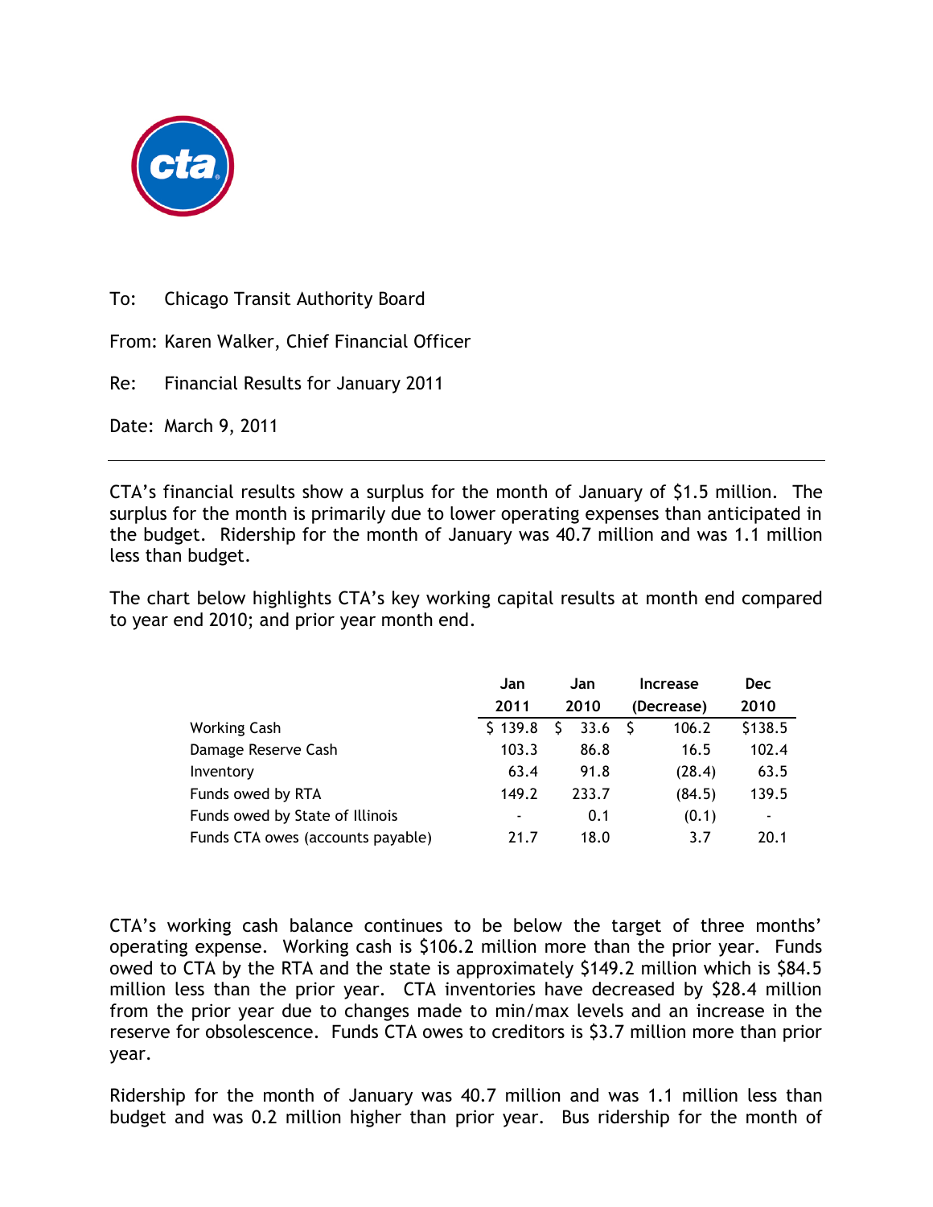To: Chicago Transit Authority Board

From: Karen Walker, Chief Financial Officer

Re: Financial Results for January 2011

Date: March 9, 2011

---

CTA's financial results show a surplus for the month of January of $1.5 million. The surplus for the month is primarily due to lower operating expenses than anticipated in the budget. Ridership for the month of January was 40.7 million and was 1.1 million less than budget.

The chart below highlights CTA's key working capital results at month end compared to year end 2010; and prior year month end.

| | Jan 2011 | Jan 2010 | Increase (Decrease) | Dec 2010 |
|---|---|---|---|---|
| Working Cash | $ 139.8 | $ 33.6 | $ 106.2 | $138.5 |
| Damage Reserve Cash | 103.3 | 86.8 | 16.5 | 102.4 |
| Inventory | 63.4 | 91.8 | (28.4) | 63.5 |
| Funds owed by RTA | 149.2 | 233.7 | (84.5) | 139.5 |
| Funds owed by State of Illinois | - | 0.1 | (0.1) | - |
| Funds CTA owes (accounts payable) | 21.7 | 18.0 | 3.7 | 20.1 |

CTA's working cash balance continues to be below the target of three months' operating expense. Working cash is $106.2 million more than the prior year. Funds owed to CTA by the RTA and the state is approximately $149.2 million which is $84.5 million less than the prior year. CTA inventories have decreased by $28.4 million from the prior year due to changes made to min/max levels and an increase in the reserve for obsolescence. Funds CTA owes to creditors is $3.7 million more than prior year.

Ridership for the month of January was 40.7 million and was 1.1 million less than budget and was 0.2 million higher than prior year. Bus ridership for the month of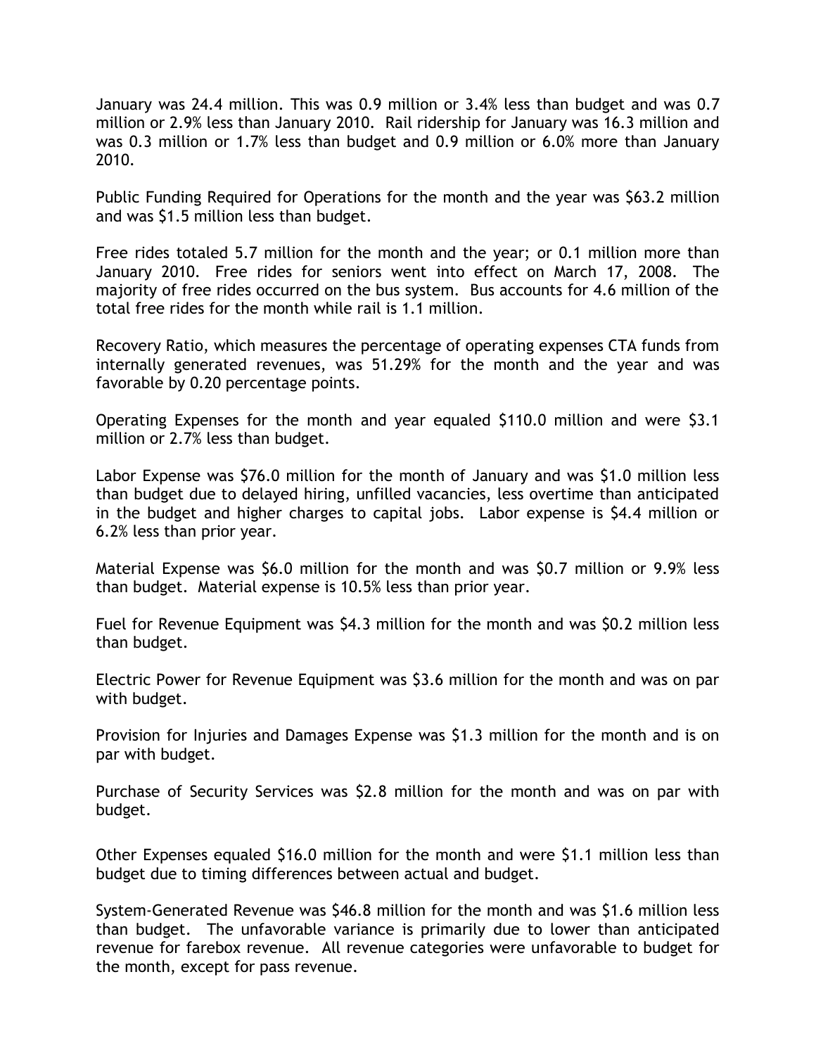January was 24.4 million. This was 0.9 million or 3.4% less than budget and was 0.7 million or 2.9% less than January 2010. Rail ridership for January was 16.3 million and was 0.3 million or 1.7% less than budget and 0.9 million or 6.0% more than January 2010.

Public Funding Required for Operations for the month and the year was $63.2 million and was $1.5 million less than budget.

Free rides totaled 5.7 million for the month and the year; or 0.1 million more than January 2010. Free rides for seniors went into effect on March 17, 2008. The majority of free rides occurred on the bus system. Bus accounts for 4.6 million of the total free rides for the month while rail is 1.1 million.

Recovery Ratio, which measures the percentage of operating expenses CTA funds from internally generated revenues, was 51.29% for the month and the year and was favorable by 0.20 percentage points.

Operating Expenses for the month and year equaled $110.0 million and were $3.1 million or 2.7% less than budget.

Labor Expense was $76.0 million for the month of January and was $1.0 million less than budget due to delayed hiring, unfilled vacancies, less overtime than anticipated in the budget and higher charges to capital jobs. Labor expense is $4.4 million or 6.2% less than prior year.

Material Expense was $6.0 million for the month and was $0.7 million or 9.9% less than budget. Material expense is 10.5% less than prior year.

Fuel for Revenue Equipment was $4.3 million for the month and was $0.2 million less than budget.

Electric Power for Revenue Equipment was $3.6 million for the month and was on par with budget.

Provision for Injuries and Damages Expense was $1.3 million for the month and is on par with budget.

Purchase of Security Services was $2.8 million for the month and was on par with budget.

Other Expenses equaled $16.0 million for the month and were $1.1 million less than budget due to timing differences between actual and budget.

System-Generated Revenue was $46.8 million for the month and was $1.6 million less than budget. The unfavorable variance is primarily due to lower than anticipated revenue for farebox revenue. All revenue categories were unfavorable to budget for the month, except for pass revenue.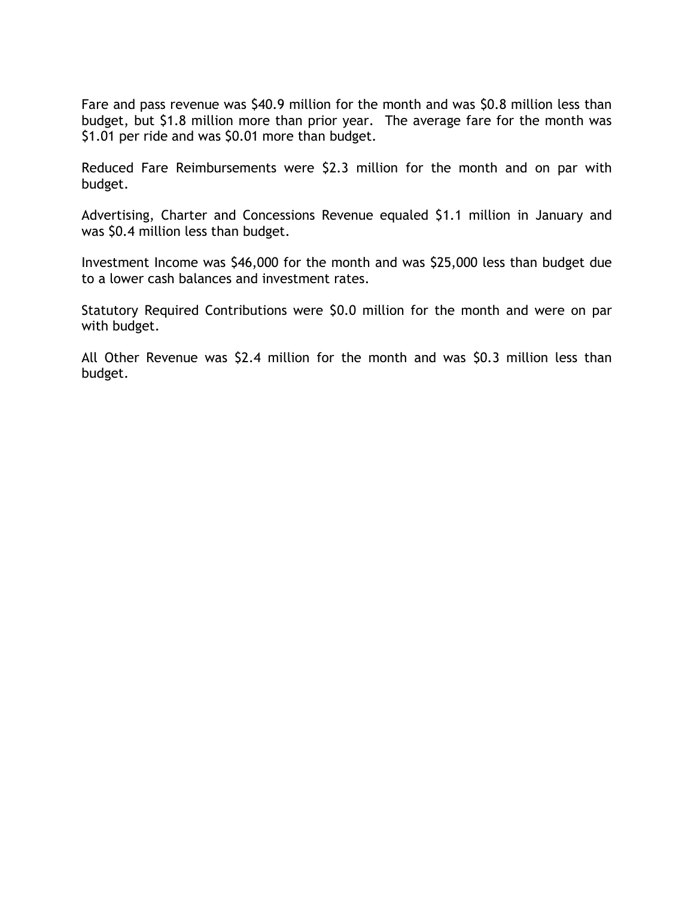Fare and pass revenue was $40.9 million for the month and was $0.8 million less than budget, but $1.8 million more than prior year. The average fare for the month was $1.01 per ride and was $0.01 more than budget.

Reduced Fare Reimbursements were $2.3 million for the month and on par with budget.

Advertising, Charter and Concessions Revenue equaled $1.1 million in January and was $0.4 million less than budget.

Investment Income was $46,000 for the month and was $25,000 less than budget due to a lower cash balances and investment rates.

Statutory Required Contributions were $0.0 million for the month and were on par with budget.

All Other Revenue was $2.4 million for the month and was $0.3 million less than budget.